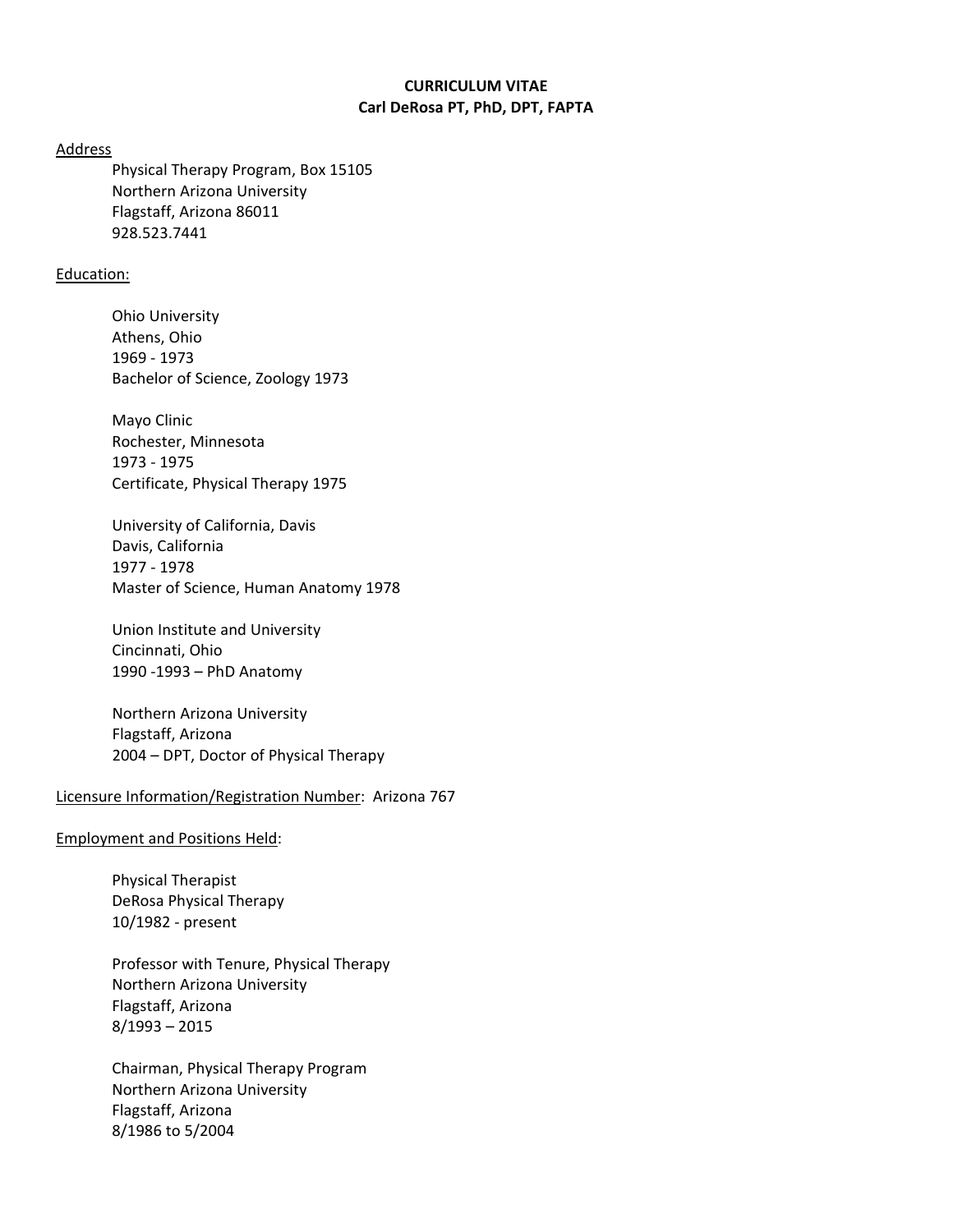# CURRICULUM VITAE
## Carl DeRosa PT, PhD, DPT, FAPTA

Address

Physical Therapy Program, Box 15105
Northern Arizona University
Flagstaff, Arizona 86011
928.523.7441

Education:

Ohio University
Athens, Ohio
1969 - 1973
Bachelor of Science, Zoology 1973

Mayo Clinic
Rochester, Minnesota
1973 - 1975
Certificate, Physical Therapy 1975

University of California, Davis
Davis, California
1977 - 1978
Master of Science, Human Anatomy 1978

Union Institute and University
Cincinnati, Ohio
1990 -1993 – PhD Anatomy

Northern Arizona University
Flagstaff, Arizona
2004 – DPT, Doctor of Physical Therapy

Licensure Information/Registration Number: Arizona 767

Employment and Positions Held:

Physical Therapist
DeRosa Physical Therapy
10/1982 - present

Professor with Tenure, Physical Therapy
Northern Arizona University
Flagstaff, Arizona
8/1993 – 2015

Chairman, Physical Therapy Program
Northern Arizona University
Flagstaff, Arizona
8/1986 to 5/2004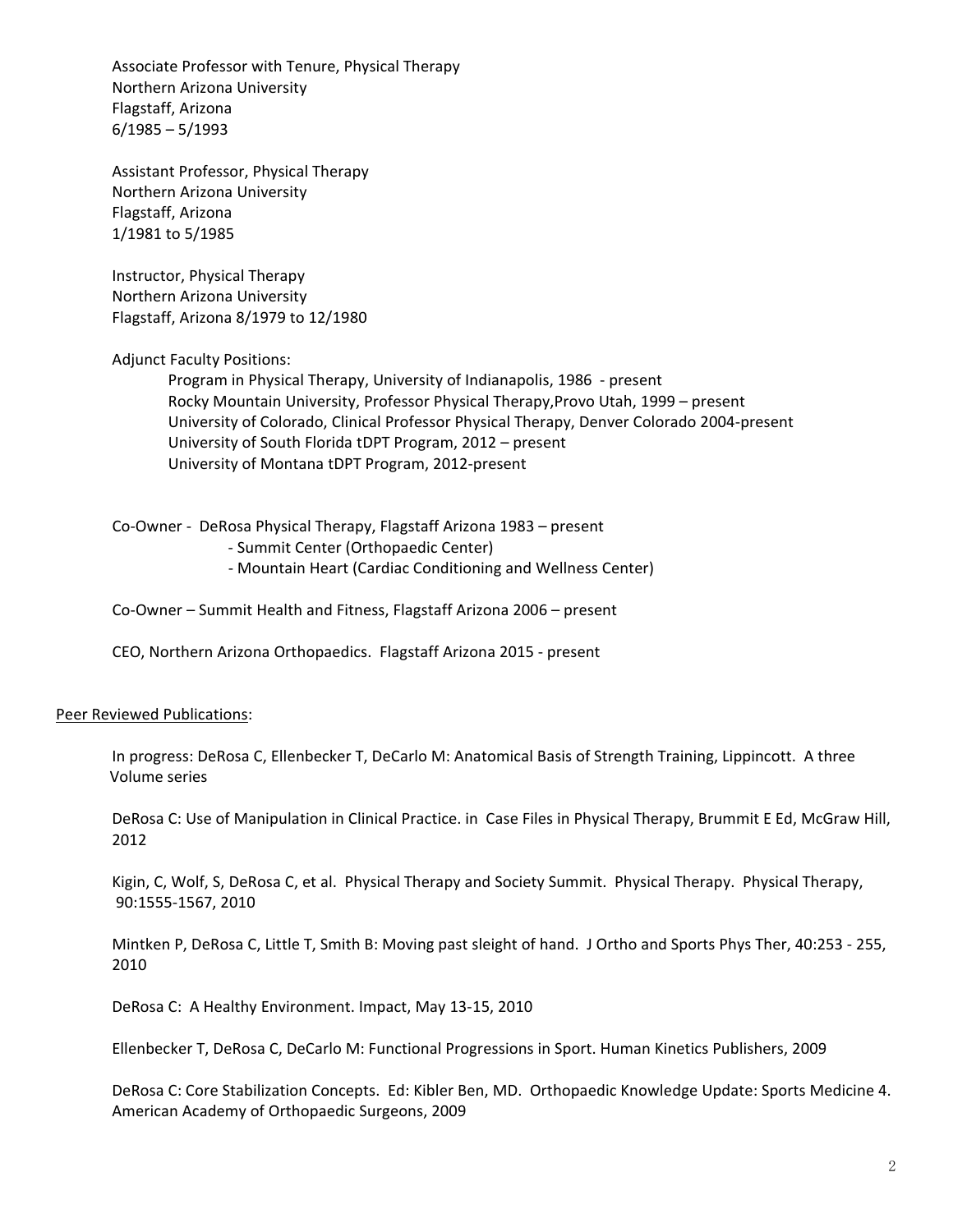Associate Professor with Tenure, Physical Therapy
Northern Arizona University
Flagstaff, Arizona
6/1985 – 5/1993

Assistant Professor, Physical Therapy
Northern Arizona University
Flagstaff, Arizona
1/1981 to 5/1985

Instructor, Physical Therapy
Northern Arizona University
Flagstaff, Arizona 8/1979 to 12/1980

Adjunct Faculty Positions:

- Program in Physical Therapy, University of Indianapolis, 1986 - present
- Rocky Mountain University, Professor Physical Therapy,Provo Utah, 1999 – present
- University of Colorado, Clinical Professor Physical Therapy, Denver Colorado 2004-present
- University of South Florida tDPT Program, 2012 – present
- University of Montana tDPT Program, 2012-present

Co-Owner - DeRosa Physical Therapy, Flagstaff Arizona 1983 – present
- Summit Center (Orthopaedic Center)
- Mountain Heart (Cardiac Conditioning and Wellness Center)

Co-Owner – Summit Health and Fitness, Flagstaff Arizona 2006 – present

CEO, Northern Arizona Orthopaedics. Flagstaff Arizona 2015 - present

## Peer Reviewed Publications:

In progress: DeRosa C, Ellenbecker T, DeCarlo M: Anatomical Basis of Strength Training, Lippincott. A three Volume series

DeRosa C: Use of Manipulation in Clinical Practice. in Case Files in Physical Therapy, Brummit E Ed, McGraw Hill, 2012

Kigin, C, Wolf, S, DeRosa C, et al. Physical Therapy and Society Summit. Physical Therapy. Physical Therapy, 90:1555-1567, 2010

Mintken P, DeRosa C, Little T, Smith B: Moving past sleight of hand. J Ortho and Sports Phys Ther, 40:253 - 255, 2010

DeRosa C: A Healthy Environment. Impact, May 13-15, 2010

Ellenbecker T, DeRosa C, DeCarlo M: Functional Progressions in Sport. Human Kinetics Publishers, 2009

DeRosa C: Core Stabilization Concepts. Ed: Kibler Ben, MD. Orthopaedic Knowledge Update: Sports Medicine 4. American Academy of Orthopaedic Surgeons, 2009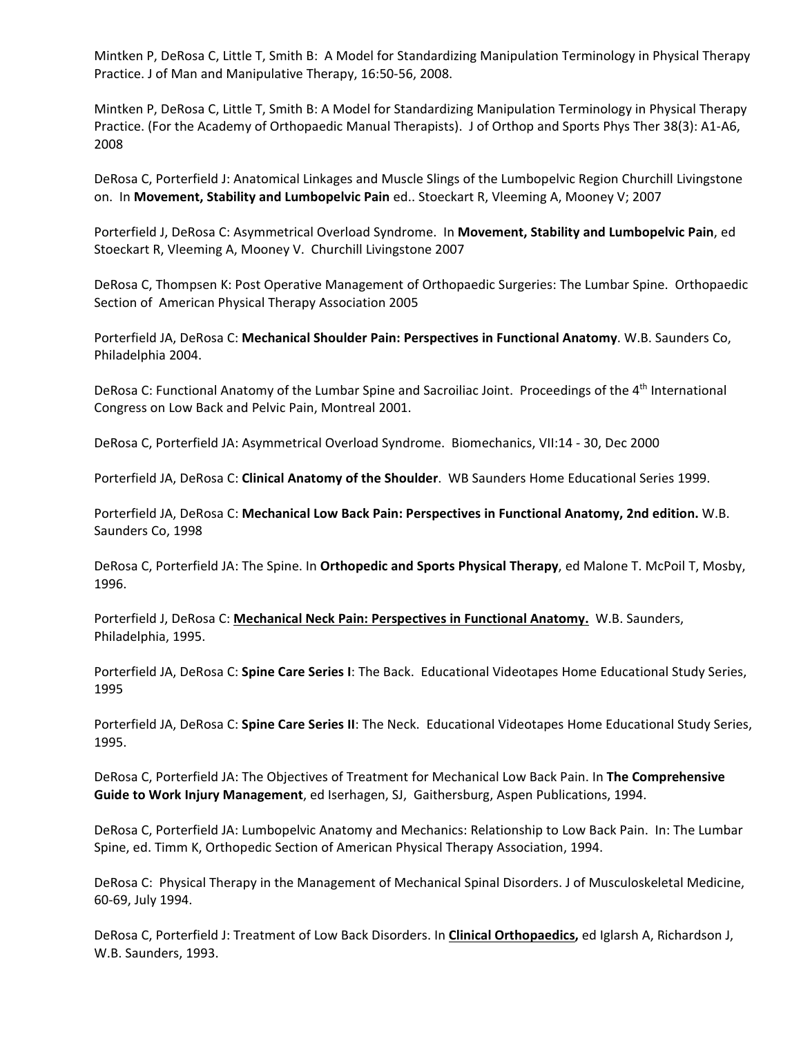Mintken P, DeRosa C, Little T, Smith B: A Model for Standardizing Manipulation Terminology in Physical Therapy Practice. J of Man and Manipulative Therapy, 16:50-56, 2008.

Mintken P, DeRosa C, Little T, Smith B: A Model for Standardizing Manipulation Terminology in Physical Therapy Practice. (For the Academy of Orthopaedic Manual Therapists). J of Orthop and Sports Phys Ther 38(3): A1-A6, 2008

DeRosa C, Porterfield J: Anatomical Linkages and Muscle Slings of the Lumbopelvic Region Churchill Livingstone on. In **Movement, Stability and Lumbopelvic Pain** ed.. Stoeckart R, Vleeming A, Mooney V; 2007

Porterfield J, DeRosa C: Asymmetrical Overload Syndrome. In **Movement, Stability and Lumbopelvic Pain**, ed Stoeckart R, Vleeming A, Mooney V. Churchill Livingstone 2007

DeRosa C, Thompsen K: Post Operative Management of Orthopaedic Surgeries: The Lumbar Spine. Orthopaedic Section of American Physical Therapy Association 2005

Porterfield JA, DeRosa C: **Mechanical Shoulder Pain: Perspectives in Functional Anatomy**. W.B. Saunders Co, Philadelphia 2004.

DeRosa C: Functional Anatomy of the Lumbar Spine and Sacroiliac Joint. Proceedings of the 4th International Congress on Low Back and Pelvic Pain, Montreal 2001.

DeRosa C, Porterfield JA: Asymmetrical Overload Syndrome. Biomechanics, VII:14 - 30, Dec 2000

Porterfield JA, DeRosa C: **Clinical Anatomy of the Shoulder**. WB Saunders Home Educational Series 1999.

Porterfield JA, DeRosa C: **Mechanical Low Back Pain: Perspectives in Functional Anatomy, 2nd edition.** W.B. Saunders Co, 1998

DeRosa C, Porterfield JA: The Spine. In **Orthopedic and Sports Physical Therapy**, ed Malone T. McPoil T, Mosby, 1996.

Porterfield J, DeRosa C: **Mechanical Neck Pain: Perspectives in Functional Anatomy.** W.B. Saunders, Philadelphia, 1995.

Porterfield JA, DeRosa C: **Spine Care Series I**: The Back. Educational Videotapes Home Educational Study Series, 1995

Porterfield JA, DeRosa C: **Spine Care Series II**: The Neck. Educational Videotapes Home Educational Study Series, 1995.

DeRosa C, Porterfield JA: The Objectives of Treatment for Mechanical Low Back Pain. In **The Comprehensive Guide to Work Injury Management**, ed Iserhagen, SJ, Gaithersburg, Aspen Publications, 1994.

DeRosa C, Porterfield JA: Lumbopelvic Anatomy and Mechanics: Relationship to Low Back Pain. In: The Lumbar Spine, ed. Timm K, Orthopedic Section of American Physical Therapy Association, 1994.

DeRosa C: Physical Therapy in the Management of Mechanical Spinal Disorders. J of Musculoskeletal Medicine, 60-69, July 1994.

DeRosa C, Porterfield J: Treatment of Low Back Disorders. In **Clinical Orthopaedics,** ed Iglarsh A, Richardson J, W.B. Saunders, 1993.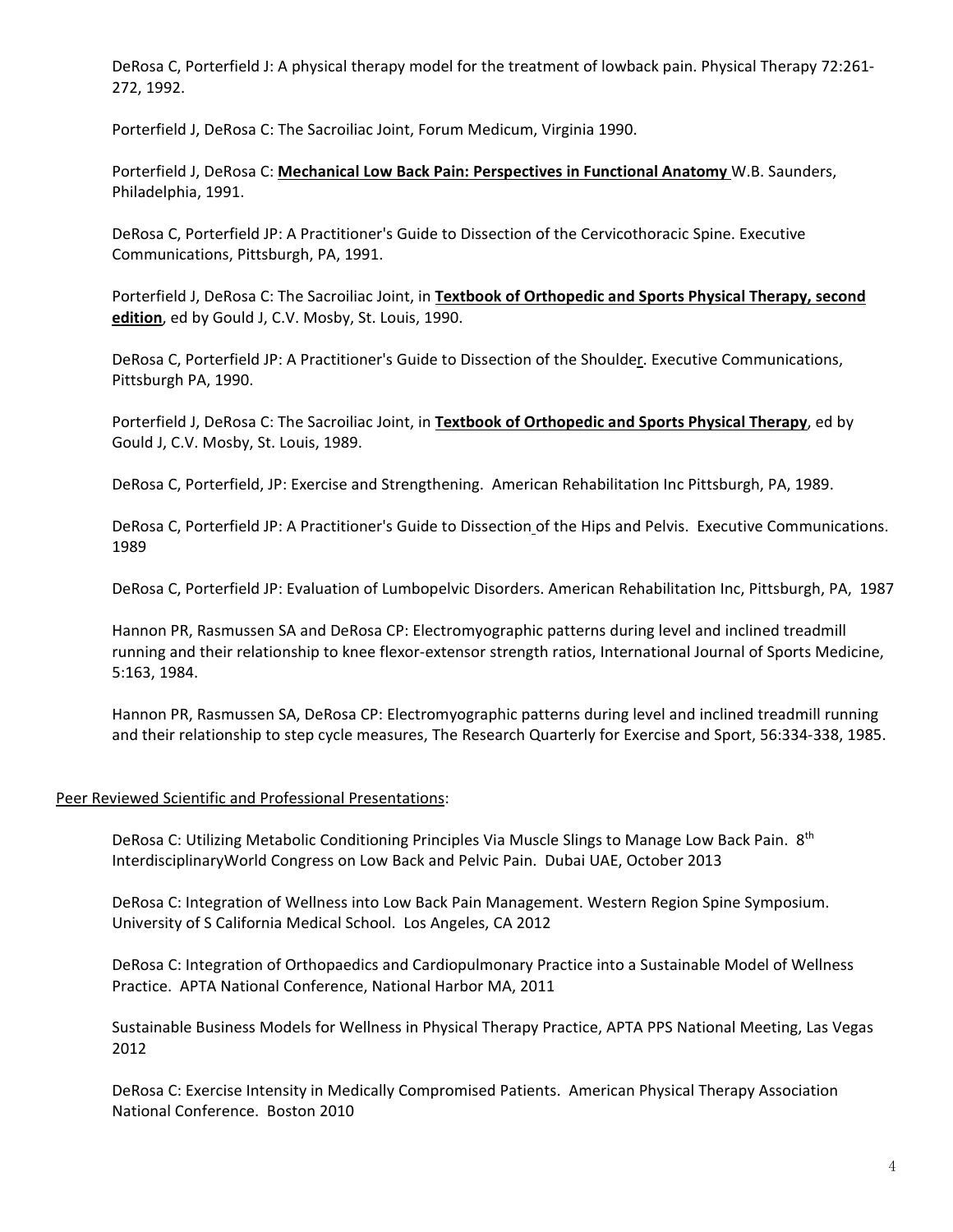DeRosa C, Porterfield J: A physical therapy model for the treatment of lowback pain. Physical Therapy 72:261-272, 1992.

Porterfield J, DeRosa C: The Sacroiliac Joint, Forum Medicum, Virginia 1990.

Porterfield J, DeRosa C: **Mechanical Low Back Pain: Perspectives in Functional Anatomy** W.B. Saunders, Philadelphia, 1991.

DeRosa C, Porterfield JP: A Practitioner's Guide to Dissection of the Cervicothoracic Spine. Executive Communications, Pittsburgh, PA, 1991.

Porterfield J, DeRosa C: The Sacroiliac Joint, in **Textbook of Orthopedic and Sports Physical Therapy, second edition**, ed by Gould J, C.V. Mosby, St. Louis, 1990.

DeRosa C, Porterfield JP: A Practitioner's Guide to Dissection of the Shoulder. Executive Communications, Pittsburgh PA, 1990.

Porterfield J, DeRosa C: The Sacroiliac Joint, in **Textbook of Orthopedic and Sports Physical Therapy**, ed by Gould J, C.V. Mosby, St. Louis, 1989.

DeRosa C, Porterfield, JP: Exercise and Strengthening. American Rehabilitation Inc Pittsburgh, PA, 1989.

DeRosa C, Porterfield JP: A Practitioner's Guide to Dissection of the Hips and Pelvis. Executive Communications. 1989

DeRosa C, Porterfield JP: Evaluation of Lumbopelvic Disorders. American Rehabilitation Inc, Pittsburgh, PA, 1987

Hannon PR, Rasmussen SA and DeRosa CP: Electromyographic patterns during level and inclined treadmill running and their relationship to knee flexor-extensor strength ratios, International Journal of Sports Medicine, 5:163, 1984.

Hannon PR, Rasmussen SA, DeRosa CP: Electromyographic patterns during level and inclined treadmill running and their relationship to step cycle measures, The Research Quarterly for Exercise and Sport, 56:334-338, 1985.

Peer Reviewed Scientific and Professional Presentations:

DeRosa C: Utilizing Metabolic Conditioning Principles Via Muscle Slings to Manage Low Back Pain. 8th InterdisciplinaryWorld Congress on Low Back and Pelvic Pain. Dubai UAE, October 2013

DeRosa C: Integration of Wellness into Low Back Pain Management. Western Region Spine Symposium. University of S California Medical School. Los Angeles, CA 2012

DeRosa C: Integration of Orthopaedics and Cardiopulmonary Practice into a Sustainable Model of Wellness Practice. APTA National Conference, National Harbor MA, 2011

Sustainable Business Models for Wellness in Physical Therapy Practice, APTA PPS National Meeting, Las Vegas 2012

DeRosa C: Exercise Intensity in Medically Compromised Patients. American Physical Therapy Association National Conference. Boston 2010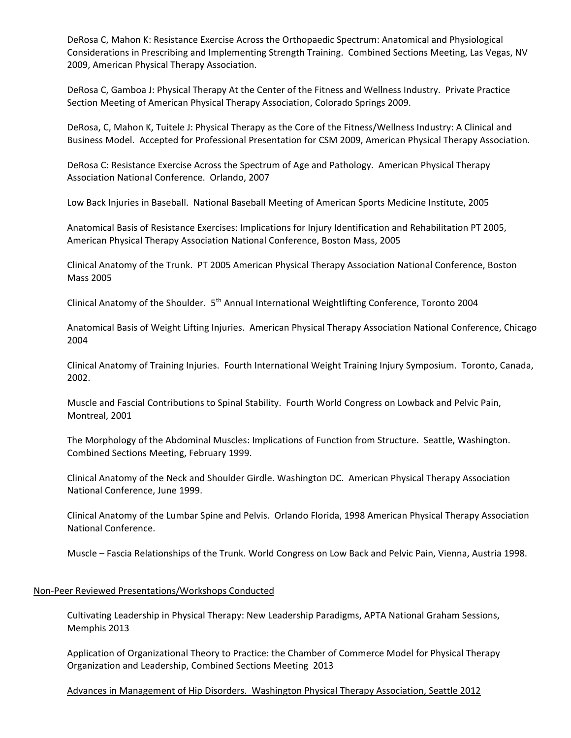DeRosa C, Mahon K: Resistance Exercise Across the Orthopaedic Spectrum: Anatomical and Physiological Considerations in Prescribing and Implementing Strength Training. Combined Sections Meeting, Las Vegas, NV 2009, American Physical Therapy Association.

DeRosa C, Gamboa J: Physical Therapy At the Center of the Fitness and Wellness Industry. Private Practice Section Meeting of American Physical Therapy Association, Colorado Springs 2009.

DeRosa, C, Mahon K, Tuitele J: Physical Therapy as the Core of the Fitness/Wellness Industry: A Clinical and Business Model. Accepted for Professional Presentation for CSM 2009, American Physical Therapy Association.

DeRosa C: Resistance Exercise Across the Spectrum of Age and Pathology. American Physical Therapy Association National Conference. Orlando, 2007

Low Back Injuries in Baseball. National Baseball Meeting of American Sports Medicine Institute, 2005

Anatomical Basis of Resistance Exercises: Implications for Injury Identification and Rehabilitation PT 2005, American Physical Therapy Association National Conference, Boston Mass, 2005

Clinical Anatomy of the Trunk. PT 2005 American Physical Therapy Association National Conference, Boston Mass 2005

Clinical Anatomy of the Shoulder. 5th Annual International Weightlifting Conference, Toronto 2004

Anatomical Basis of Weight Lifting Injuries. American Physical Therapy Association National Conference, Chicago 2004

Clinical Anatomy of Training Injuries. Fourth International Weight Training Injury Symposium. Toronto, Canada, 2002.

Muscle and Fascial Contributions to Spinal Stability. Fourth World Congress on Lowback and Pelvic Pain, Montreal, 2001

The Morphology of the Abdominal Muscles: Implications of Function from Structure. Seattle, Washington. Combined Sections Meeting, February 1999.

Clinical Anatomy of the Neck and Shoulder Girdle. Washington DC. American Physical Therapy Association National Conference, June 1999.

Clinical Anatomy of the Lumbar Spine and Pelvis. Orlando Florida, 1998 American Physical Therapy Association National Conference.

Muscle – Fascia Relationships of the Trunk. World Congress on Low Back and Pelvic Pain, Vienna, Austria 1998.

## Non-Peer Reviewed Presentations/Workshops Conducted

Cultivating Leadership in Physical Therapy: New Leadership Paradigms, APTA National Graham Sessions, Memphis 2013

Application of Organizational Theory to Practice: the Chamber of Commerce Model for Physical Therapy Organization and Leadership, Combined Sections Meeting 2013

Advances in Management of Hip Disorders. Washington Physical Therapy Association, Seattle 2012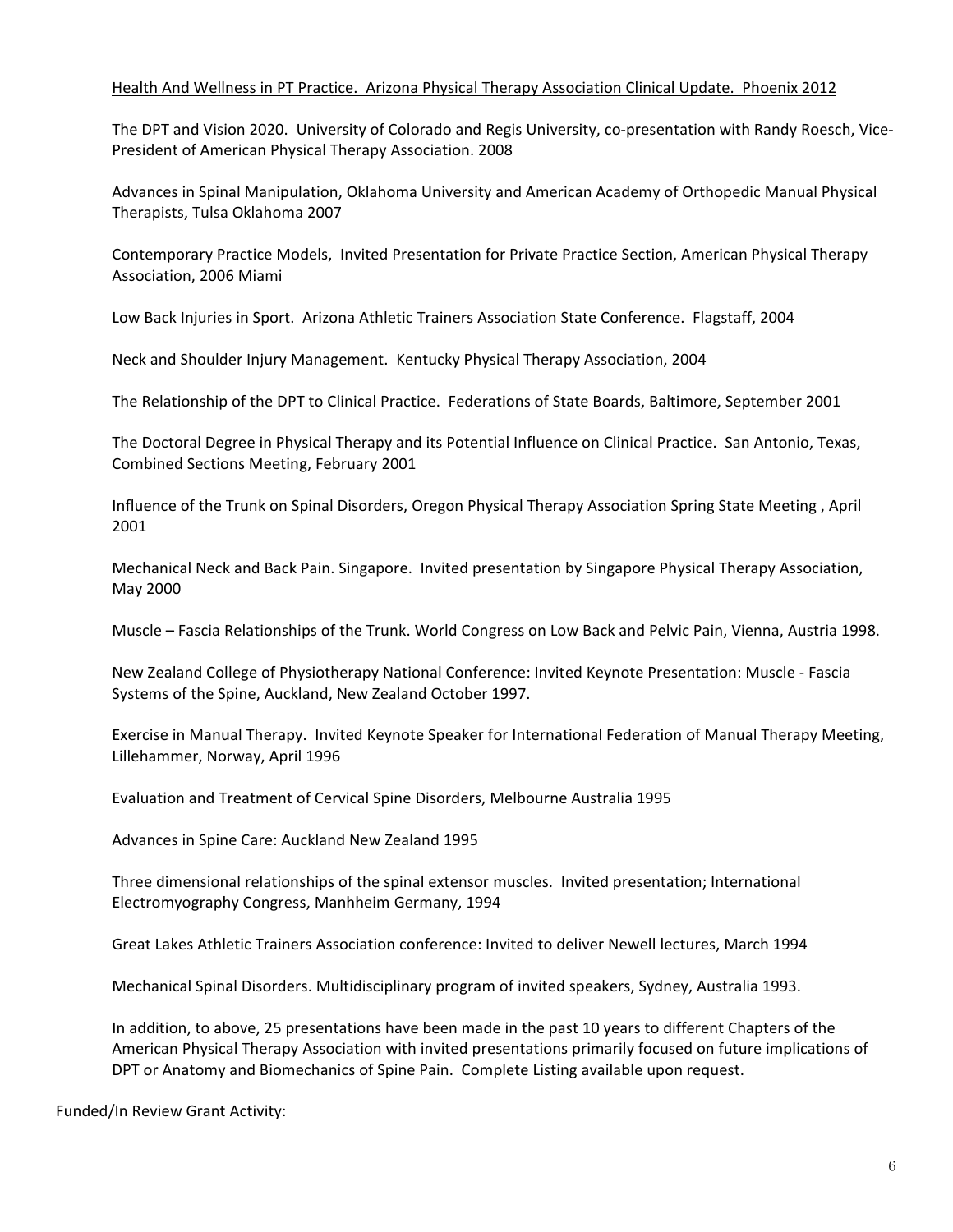Health And Wellness in PT Practice. Arizona Physical Therapy Association Clinical Update. Phoenix 2012

The DPT and Vision 2020. University of Colorado and Regis University, co-presentation with Randy Roesch, Vice-President of American Physical Therapy Association. 2008

Advances in Spinal Manipulation, Oklahoma University and American Academy of Orthopedic Manual Physical Therapists, Tulsa Oklahoma 2007

Contemporary Practice Models, Invited Presentation for Private Practice Section, American Physical Therapy Association, 2006 Miami

Low Back Injuries in Sport. Arizona Athletic Trainers Association State Conference. Flagstaff, 2004

Neck and Shoulder Injury Management. Kentucky Physical Therapy Association, 2004

The Relationship of the DPT to Clinical Practice. Federations of State Boards, Baltimore, September 2001

The Doctoral Degree in Physical Therapy and its Potential Influence on Clinical Practice. San Antonio, Texas, Combined Sections Meeting, February 2001

Influence of the Trunk on Spinal Disorders, Oregon Physical Therapy Association Spring State Meeting , April 2001

Mechanical Neck and Back Pain. Singapore. Invited presentation by Singapore Physical Therapy Association, May 2000

Muscle – Fascia Relationships of the Trunk. World Congress on Low Back and Pelvic Pain, Vienna, Austria 1998.

New Zealand College of Physiotherapy National Conference: Invited Keynote Presentation: Muscle - Fascia Systems of the Spine, Auckland, New Zealand October 1997.

Exercise in Manual Therapy. Invited Keynote Speaker for International Federation of Manual Therapy Meeting, Lillehammer, Norway, April 1996

Evaluation and Treatment of Cervical Spine Disorders, Melbourne Australia 1995

Advances in Spine Care: Auckland New Zealand 1995

Three dimensional relationships of the spinal extensor muscles. Invited presentation; International Electromyography Congress, Manhheim Germany, 1994

Great Lakes Athletic Trainers Association conference: Invited to deliver Newell lectures, March 1994

Mechanical Spinal Disorders. Multidisciplinary program of invited speakers, Sydney, Australia 1993.

In addition, to above, 25 presentations have been made in the past 10 years to different Chapters of the American Physical Therapy Association with invited presentations primarily focused on future implications of DPT or Anatomy and Biomechanics of Spine Pain. Complete Listing available upon request.

Funded/In Review Grant Activity: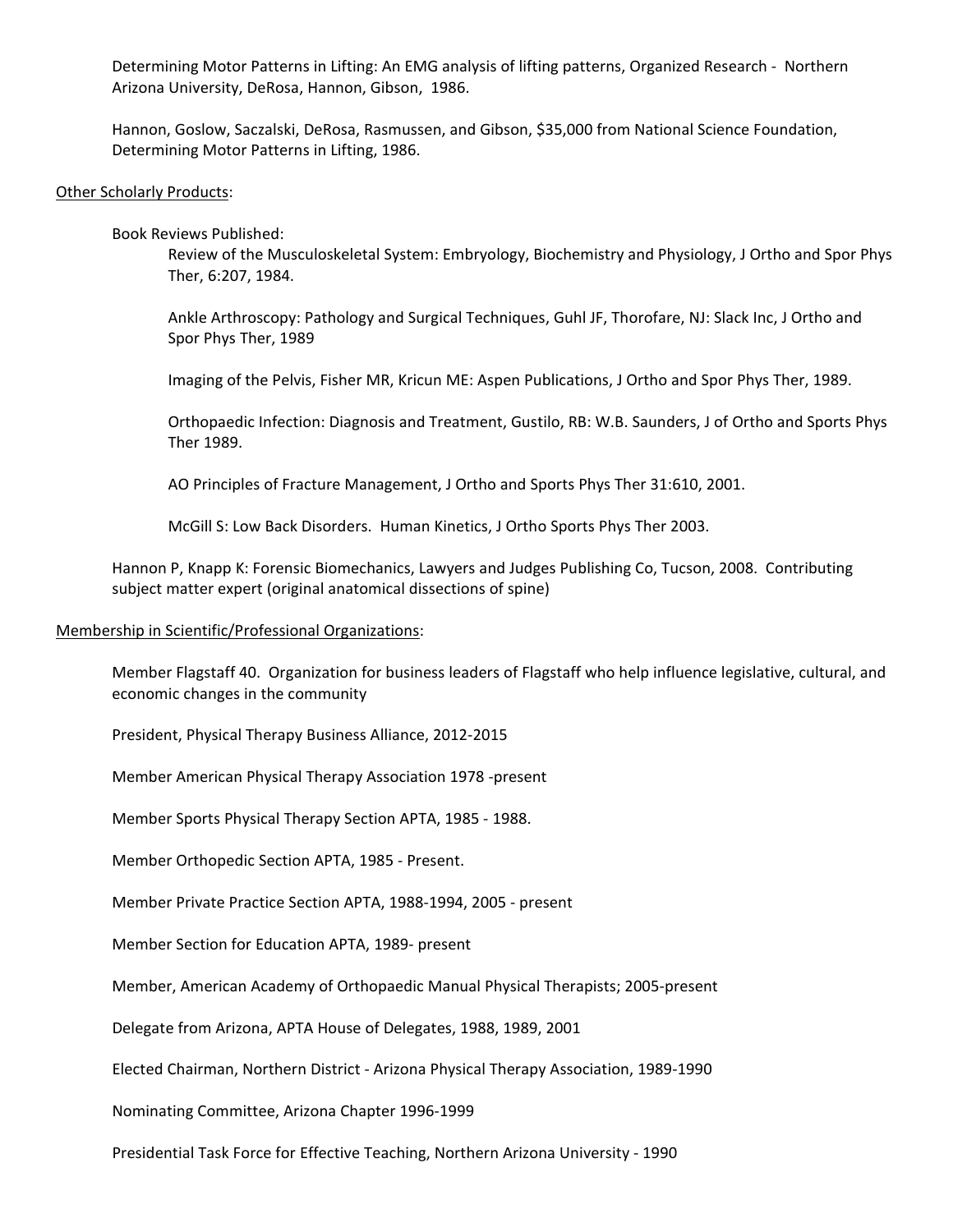Determining Motor Patterns in Lifting: An EMG analysis of lifting patterns, Organized Research - Northern Arizona University, DeRosa, Hannon, Gibson, 1986.

Hannon, Goslow, Saczalski, DeRosa, Rasmussen, and Gibson, $35,000 from National Science Foundation, Determining Motor Patterns in Lifting, 1986.

Other Scholarly Products:

Book Reviews Published:

- Review of the Musculoskeletal System: Embryology, Biochemistry and Physiology, J Ortho and Spor Phys Ther, 6:207, 1984.
- Ankle Arthroscopy: Pathology and Surgical Techniques, Guhl JF, Thorofare, NJ: Slack Inc, J Ortho and Spor Phys Ther, 1989
- Imaging of the Pelvis, Fisher MR, Kricun ME: Aspen Publications, J Ortho and Spor Phys Ther, 1989.
- Orthopaedic Infection: Diagnosis and Treatment, Gustilo, RB: W.B. Saunders, J of Ortho and Sports Phys Ther 1989.
- AO Principles of Fracture Management, J Ortho and Sports Phys Ther 31:610, 2001.
- McGill S: Low Back Disorders. Human Kinetics, J Ortho Sports Phys Ther 2003.

Hannon P, Knapp K: Forensic Biomechanics, Lawyers and Judges Publishing Co, Tucson, 2008. Contributing subject matter expert (original anatomical dissections of spine)

Membership in Scientific/Professional Organizations:

Member Flagstaff 40. Organization for business leaders of Flagstaff who help influence legislative, cultural, and economic changes in the community

President, Physical Therapy Business Alliance, 2012-2015

Member American Physical Therapy Association 1978 -present

Member Sports Physical Therapy Section APTA, 1985 - 1988.

Member Orthopedic Section APTA, 1985 - Present.

Member Private Practice Section APTA, 1988-1994, 2005 - present

Member Section for Education APTA, 1989- present

Member, American Academy of Orthopaedic Manual Physical Therapists; 2005-present

Delegate from Arizona, APTA House of Delegates, 1988, 1989, 2001

Elected Chairman, Northern District - Arizona Physical Therapy Association, 1989-1990

Nominating Committee, Arizona Chapter 1996-1999

Presidential Task Force for Effective Teaching, Northern Arizona University - 1990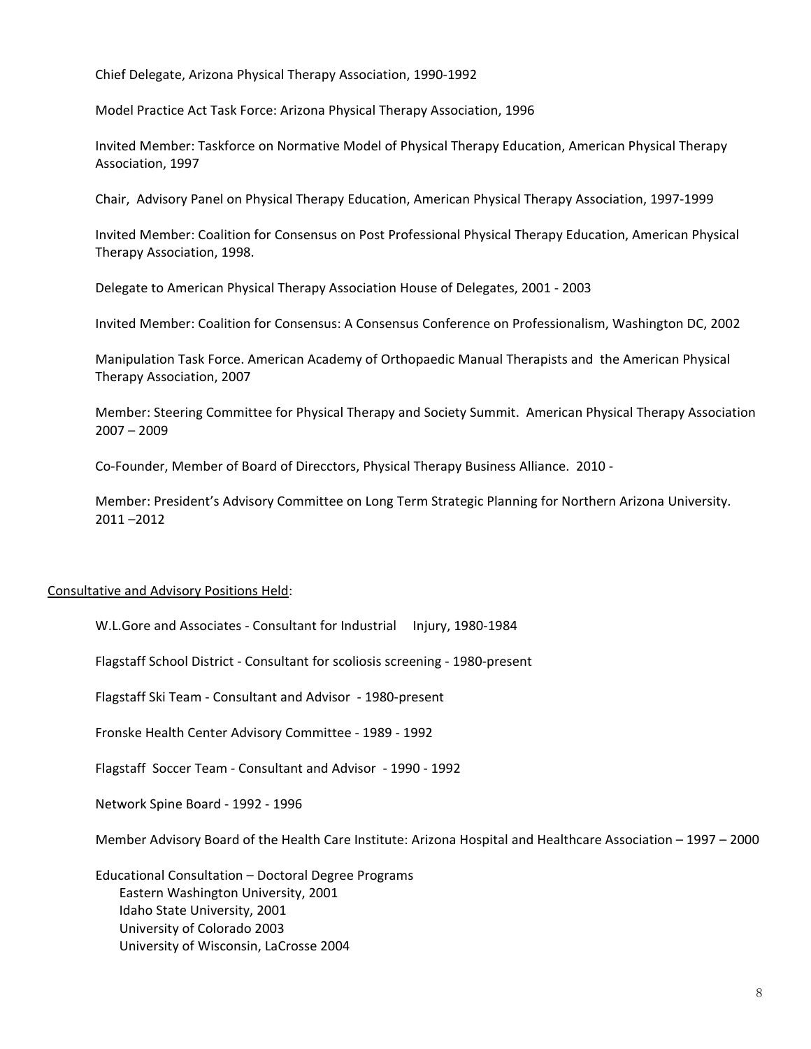Chief Delegate, Arizona Physical Therapy Association, 1990-1992

Model Practice Act Task Force: Arizona Physical Therapy Association, 1996

Invited Member: Taskforce on Normative Model of Physical Therapy Education, American Physical Therapy Association, 1997

Chair, Advisory Panel on Physical Therapy Education, American Physical Therapy Association, 1997-1999

Invited Member: Coalition for Consensus on Post Professional Physical Therapy Education, American Physical Therapy Association, 1998.

Delegate to American Physical Therapy Association House of Delegates, 2001 - 2003

Invited Member: Coalition for Consensus: A Consensus Conference on Professionalism, Washington DC, 2002

Manipulation Task Force. American Academy of Orthopaedic Manual Therapists and the American Physical Therapy Association, 2007

Member: Steering Committee for Physical Therapy and Society Summit. American Physical Therapy Association 2007 – 2009

Co-Founder, Member of Board of Direcctors, Physical Therapy Business Alliance. 2010 -

Member: President's Advisory Committee on Long Term Strategic Planning for Northern Arizona University. 2011 –2012

<u>Consultative and Advisory Positions Held</u>:

W.L.Gore and Associates - Consultant for Industrial Injury, 1980-1984

Flagstaff School District - Consultant for scoliosis screening - 1980-present

Flagstaff Ski Team - Consultant and Advisor - 1980-present

Fronske Health Center Advisory Committee - 1989 - 1992

Flagstaff Soccer Team - Consultant and Advisor - 1990 - 1992

Network Spine Board - 1992 - 1996

Member Advisory Board of the Health Care Institute: Arizona Hospital and Healthcare Association – 1997 – 2000

Educational Consultation – Doctoral Degree Programs
- Eastern Washington University, 2001
- Idaho State University, 2001
- University of Colorado 2003
- University of Wisconsin, LaCrosse 2004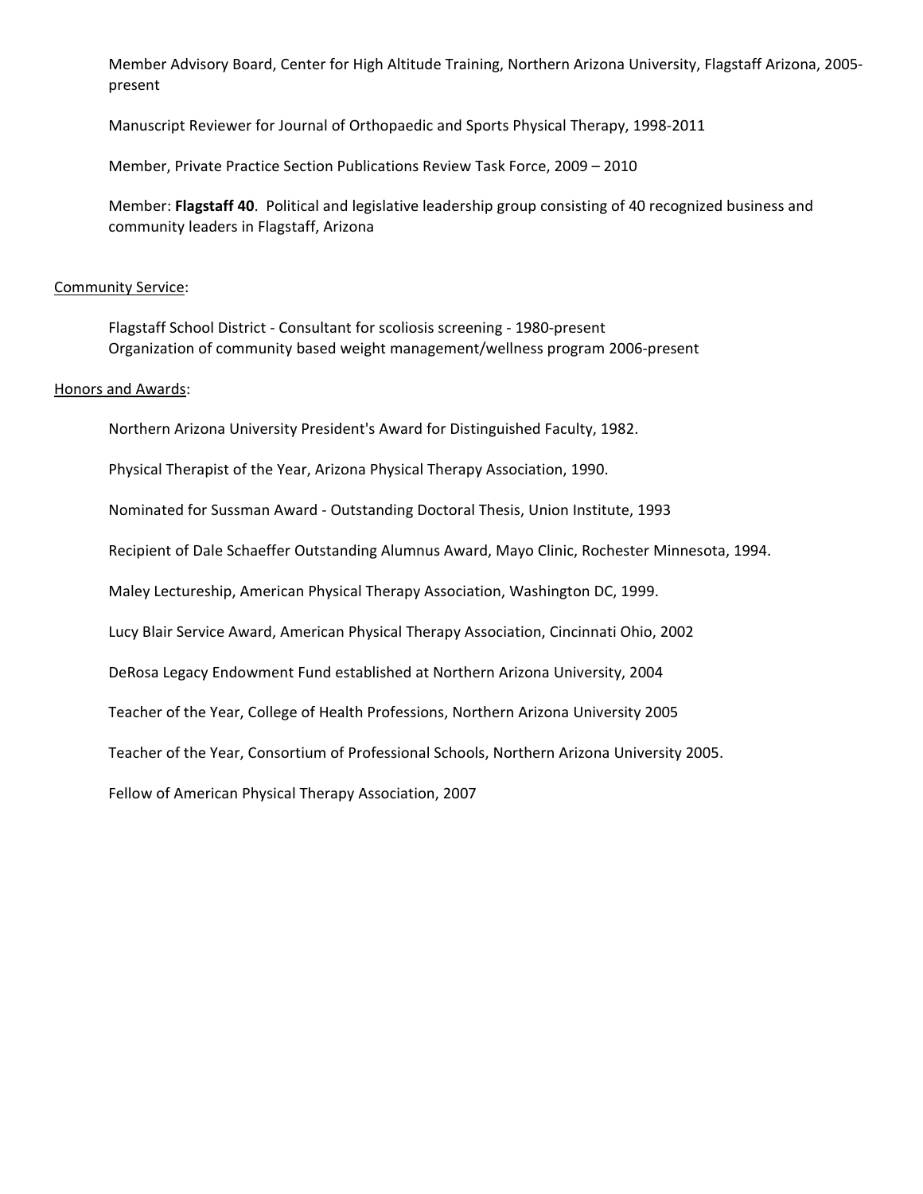Member Advisory Board, Center for High Altitude Training, Northern Arizona University, Flagstaff Arizona, 2005-present

Manuscript Reviewer for Journal of Orthopaedic and Sports Physical Therapy, 1998-2011

Member, Private Practice Section Publications Review Task Force, 2009 – 2010

Member: **Flagstaff 40**. Political and legislative leadership group consisting of 40 recognized business and community leaders in Flagstaff, Arizona

<u>Community Service</u>:

Flagstaff School District - Consultant for scoliosis screening - 1980-present
Organization of community based weight management/wellness program 2006-present

<u>Honors and Awards</u>:

Northern Arizona University President's Award for Distinguished Faculty, 1982.

Physical Therapist of the Year, Arizona Physical Therapy Association, 1990.

Nominated for Sussman Award - Outstanding Doctoral Thesis, Union Institute, 1993

Recipient of Dale Schaeffer Outstanding Alumnus Award, Mayo Clinic, Rochester Minnesota, 1994.

Maley Lectureship, American Physical Therapy Association, Washington DC, 1999.

Lucy Blair Service Award, American Physical Therapy Association, Cincinnati Ohio, 2002

DeRosa Legacy Endowment Fund established at Northern Arizona University, 2004

Teacher of the Year, College of Health Professions, Northern Arizona University 2005

Teacher of the Year, Consortium of Professional Schools, Northern Arizona University 2005.

Fellow of American Physical Therapy Association, 2007